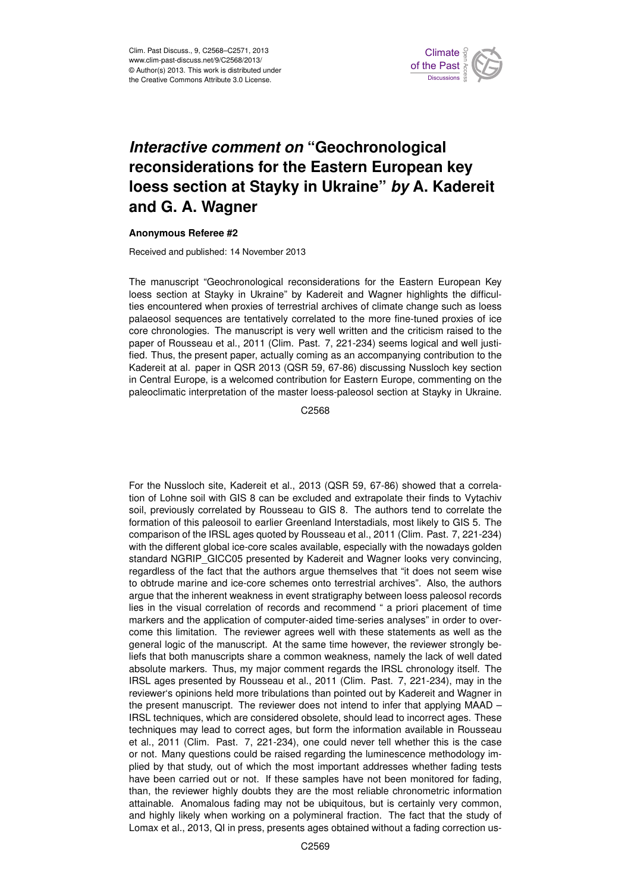# *Interactive comment on* "Geochronological reconsiderations for the Eastern European key loess section at Stayky in Ukraine" *by* A. Kadereit and G. A. Wagner

**Anonymous Referee #2**

Received and published: 14 November 2013

The manuscript "Geochronological reconsiderations for the Eastern European Key loess section at Stayky in Ukraine" by Kadereit and Wagner highlights the difficulties encountered when proxies of terrestrial archives of climate change such as loess palaeosol sequences are tentatively correlated to the more fine-tuned proxies of ice core chronologies. The manuscript is very well written and the criticism raised to the paper of Rousseau et al., 2011 (Clim. Past. 7, 221-234) seems logical and well justified. Thus, the present paper, actually coming as an accompanying contribution to the Kadereit at al. paper in QSR 2013 (QSR 59, 67-86) discussing Nussloch key section in Central Europe, is a welcomed contribution for Eastern Europe, commenting on the paleoclimatic interpretation of the master loess-paleosol section at Stayky in Ukraine.

For the Nussloch site, Kadereit et al., 2013 (QSR 59, 67-86) showed that a correlation of Lohne soil with GIS 8 can be excluded and extrapolate their finds to Vytachiv soil, previously correlated by Rousseau to GIS 8. The authors tend to correlate the formation of this paleosoil to earlier Greenland Interstadials, most likely to GIS 5. The comparison of the IRSL ages quoted by Rousseau et al., 2011 (Clim. Past. 7, 221-234) with the different global ice-core scales available, especially with the nowadays golden standard NGRIP_GICC05 presented by Kadereit and Wagner looks very convincing, regardless of the fact that the authors argue themselves that "it does not seem wise to obtrude marine and ice-core schemes onto terrestrial archives". Also, the authors argue that the inherent weakness in event stratigraphy between loess paleosol records lies in the visual correlation of records and recommend " a priori placement of time markers and the application of computer-aided time-series analyses" in order to overcome this limitation. The reviewer agrees well with these statements as well as the general logic of the manuscript. At the same time however, the reviewer strongly beliefs that both manuscripts share a common weakness, namely the lack of well dated absolute markers. Thus, my major comment regards the IRSL chronology itself. The IRSL ages presented by Rousseau et al., 2011 (Clim. Past. 7, 221-234), may in the reviewer's opinions held more tribulations than pointed out by Kadereit and Wagner in the present manuscript. The reviewer does not intend to infer that applying MAAD – IRSL techniques, which are considered obsolete, should lead to incorrect ages. These techniques may lead to correct ages, but form the information available in Rousseau et al., 2011 (Clim. Past. 7, 221-234), one could never tell whether this is the case or not. Many questions could be raised regarding the luminescence methodology implied by that study, out of which the most important addresses whether fading tests have been carried out or not. If these samples have not been monitored for fading, than, the reviewer highly doubts they are the most reliable chronometric information attainable. Anomalous fading may not be ubiquitous, but is certainly very common, and highly likely when working on a polymineral fraction. The fact that the study of Lomax et al., 2013, QI in press, presents ages obtained without a fading correction us-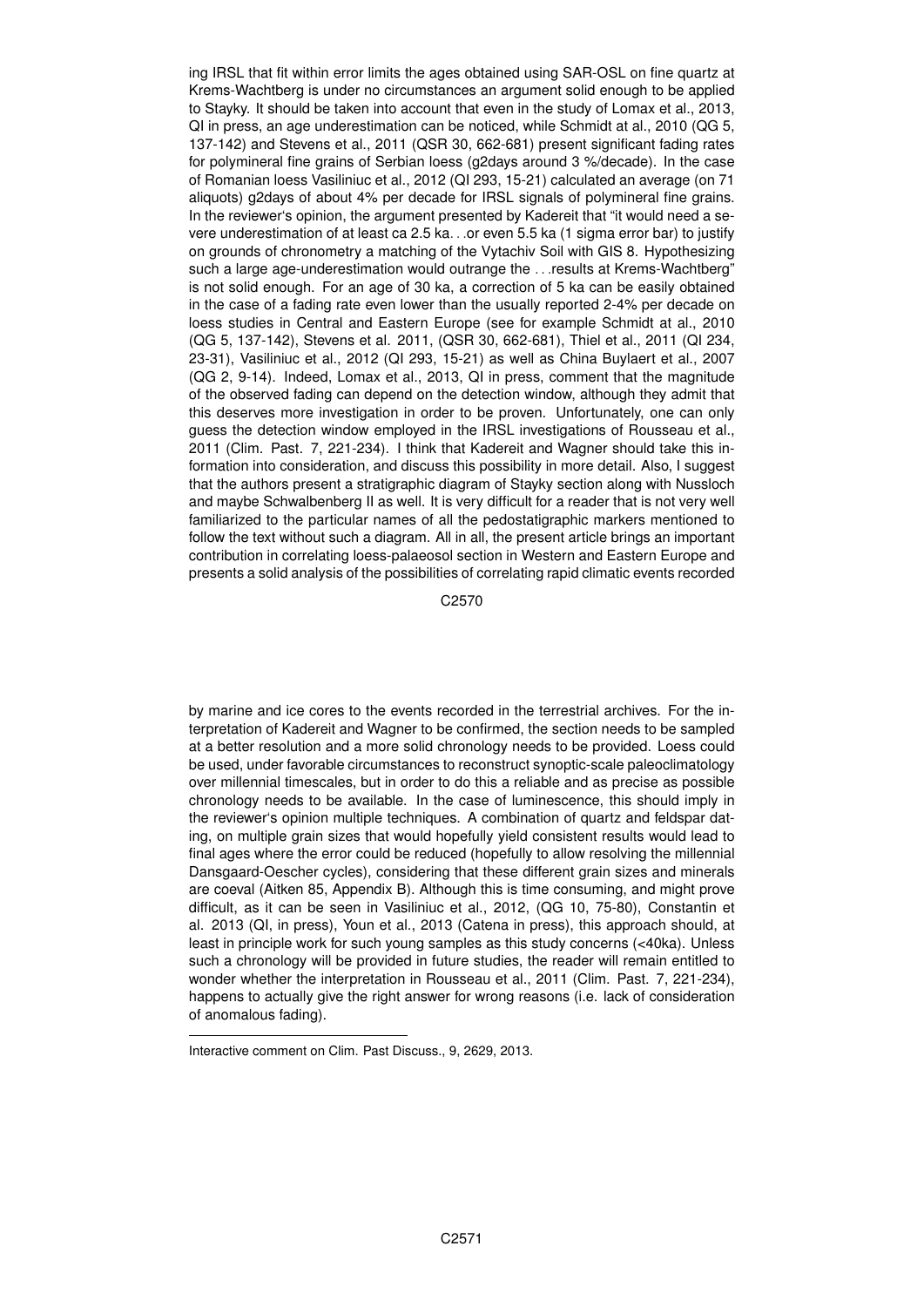ing IRSL that fit within error limits the ages obtained using SAR-OSL on fine quartz at Krems-Wachtberg is under no circumstances an argument solid enough to be applied to Stayky. It should be taken into account that even in the study of Lomax et al., 2013, QI in press, an age underestimation can be noticed, while Schmidt at al., 2010 (QG 5, 137-142) and Stevens et al., 2011 (QSR 30, 662-681) present significant fading rates for polymineral fine grains of Serbian loess (g2days around 3 %/decade). In the case of Romanian loess Vasiliniuc et al., 2012 (QI 293, 15-21) calculated an average (on 71 aliquots) g2days of about 4% per decade for IRSL signals of polymineral fine grains. In the reviewer's opinion, the argument presented by Kadereit that "it would need a severe underestimation of at least ca 2.5 ka. . .or even 5.5 ka (1 sigma error bar) to justify on grounds of chronometry a matching of the Vytachiv Soil with GIS 8. Hypothesizing such a large age-underestimation would outrange the . . .results at Krems-Wachtberg" is not solid enough. For an age of 30 ka, a correction of 5 ka can be easily obtained in the case of a fading rate even lower than the usually reported 2-4% per decade on loess studies in Central and Eastern Europe (see for example Schmidt at al., 2010 (QG 5, 137-142), Stevens et al. 2011, (QSR 30, 662-681), Thiel et al., 2011 (QI 234, 23-31), Vasiliniuc et al., 2012 (QI 293, 15-21) as well as China Buylaert et al., 2007 (QG 2, 9-14). Indeed, Lomax et al., 2013, QI in press, comment that the magnitude of the observed fading can depend on the detection window, although they admit that this deserves more investigation in order to be proven. Unfortunately, one can only guess the detection window employed in the IRSL investigations of Rousseau et al., 2011 (Clim. Past. 7, 221-234). I think that Kadereit and Wagner should take this information into consideration, and discuss this possibility in more detail. Also, I suggest that the authors present a stratigraphic diagram of Stayky section along with Nussloch and maybe Schwalbenberg II as well. It is very difficult for a reader that is not very well familiarized to the particular names of all the pedostatigraphic markers mentioned to follow the text without such a diagram. All in all, the present article brings an important contribution in correlating loess-palaeosol section in Western and Eastern Europe and presents a solid analysis of the possibilities of correlating rapid climatic events recorded by marine and ice cores to the events recorded in the terrestrial archives. For the interpretation of Kadereit and Wagner to be confirmed, the section needs to be sampled at a better resolution and a more solid chronology needs to be provided. Loess could be used, under favorable circumstances to reconstruct synoptic-scale paleoclimatology over millennial timescales, but in order to do this a reliable and as precise as possible chronology needs to be available. In the case of luminescence, this should imply in the reviewer's opinion multiple techniques. A combination of quartz and feldspar dating, on multiple grain sizes that would hopefully yield consistent results would lead to final ages where the error could be reduced (hopefully to allow resolving the millennial Dansgaard-Oescher cycles), considering that these different grain sizes and minerals are coeval (Aitken 85, Appendix B). Although this is time consuming, and might prove difficult, as it can be seen in Vasiliniuc et al., 2012, (QG 10, 75-80), Constantin et al. 2013 (QI, in press), Youn et al., 2013 (Catena in press), this approach should, at least in principle work for such young samples as this study concerns (<40ka). Unless such a chronology will be provided in future studies, the reader will remain entitled to wonder whether the interpretation in Rousseau et al., 2011 (Clim. Past. 7, 221-234), happens to actually give the right answer for wrong reasons (i.e. lack of consideration of anomalous fading).

---

Interactive comment on Clim. Past Discuss., 9, 2629, 2013.